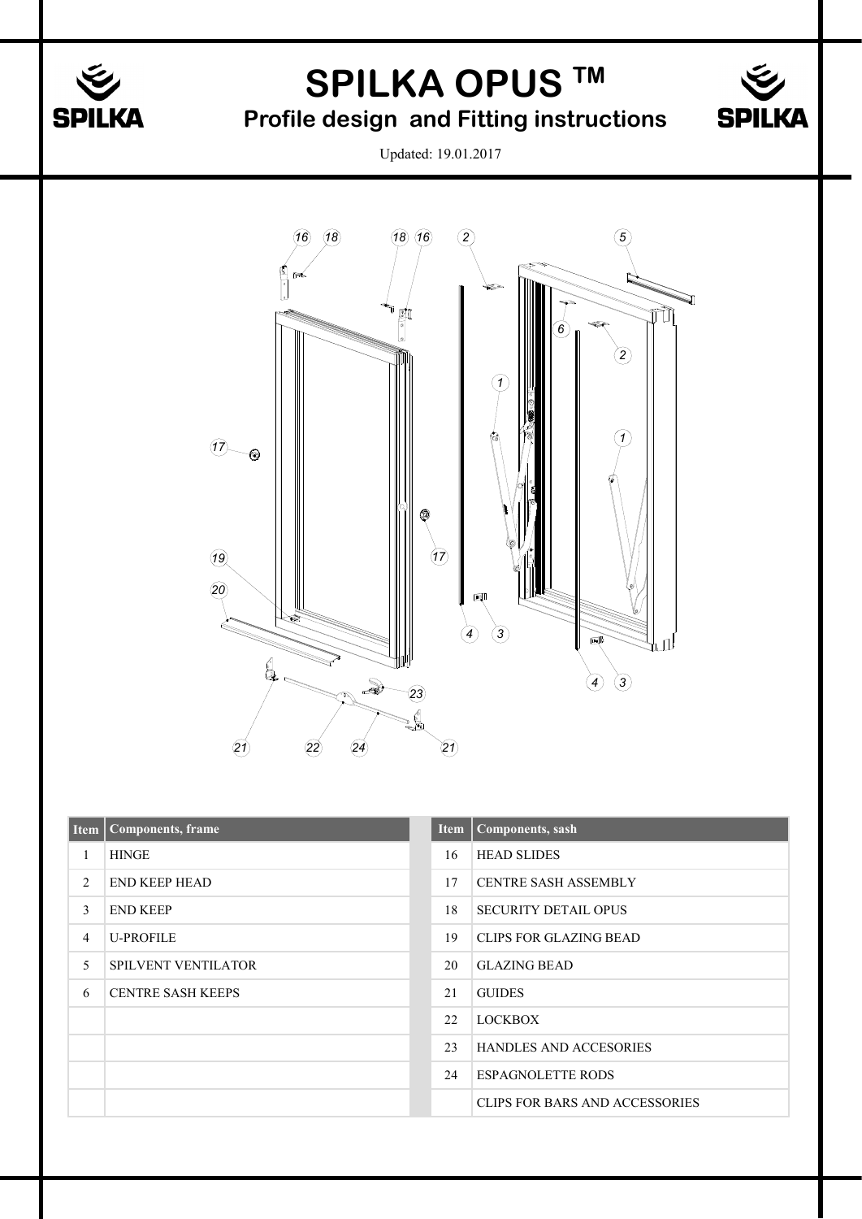# SPILKA OPUS ™

## Profile design and Fitting instructions

Updated: 19.01.2017

| Item | Components, frame | | Item | Components, sash |
|---|---|---|---|---|
| 1 | HINGE | | 16 | HEAD SLIDES |
| 2 | END KEEP HEAD | | 17 | CENTRE SASH ASSEMBLY |
| 3 | END KEEP | | 18 | SECURITY DETAIL OPUS |
| 4 | U-PROFILE | | 19 | CLIPS FOR GLAZING BEAD |
| 5 | SPILVENT VENTILATOR | | 20 | GLAZING BEAD |
| 6 | CENTRE SASH KEEPS | | 21 | GUIDES |
| | | | 22 | LOCKBOX |
| | | | 23 | HANDLES AND ACCESORIES |
| | | | 24 | ESPAGNOLETTE RODS |
| | | | | CLIPS FOR BARS AND ACCESSORIES |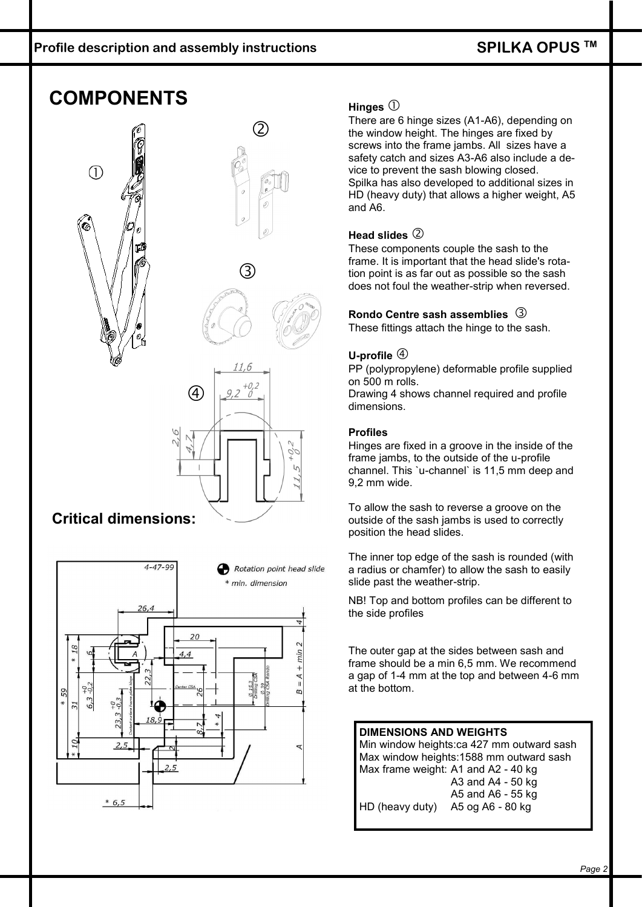## COMPONENTS

## Critical dimensions:

**Hinges** ①
There are 6 hinge sizes (A1-A6), depending on the window height. The hinges are fixed by screws into the frame jambs. All sizes have a safety catch and sizes A3-A6 also include a device to prevent the sash blowing closed.
Spilka has also developed to additional sizes in HD (heavy duty) that allows a higher weight, A5 and A6.

**Head slides** ②
These components couple the sash to the frame. It is important that the head slide's rotation point is as far out as possible so the sash does not foul the weather-strip when reversed.

**Rondo Centre sash assemblies** ③
These fittings attach the hinge to the sash.

**U-profile** ④
PP (polypropylene) deformable profile supplied on 500 m rolls.
Drawing 4 shows channel required and profile dimensions.

**Profiles**
Hinges are fixed in a groove in the inside of the frame jambs, to the outside of the u-profile channel. This `u-channel` is 11,5 mm deep and 9,2 mm wide.

To allow the sash to reverse a groove on the outside of the sash jambs is used to correctly position the head slides.

The inner top edge of the sash is rounded (with a radius or chamfer) to allow the sash to easily slide past the weather-strip.

NB! Top and bottom profiles can be different to the side profiles

The outer gap at the sides between sash and frame should be a min 6,5 mm. We recommend a gap of 1-4 mm at the top and between 4-6 mm at the bottom.

**DIMENSIONS AND WEIGHTS**
Min window heights:ca 427 mm outward sash
Max window heights:1588 mm outward sash
Max frame weight: A1 and A2 - 40 kg
A3 and A4 - 50 kg
A5 and A6 - 55 kg
HD (heavy duty) A5 og A6 - 80 kg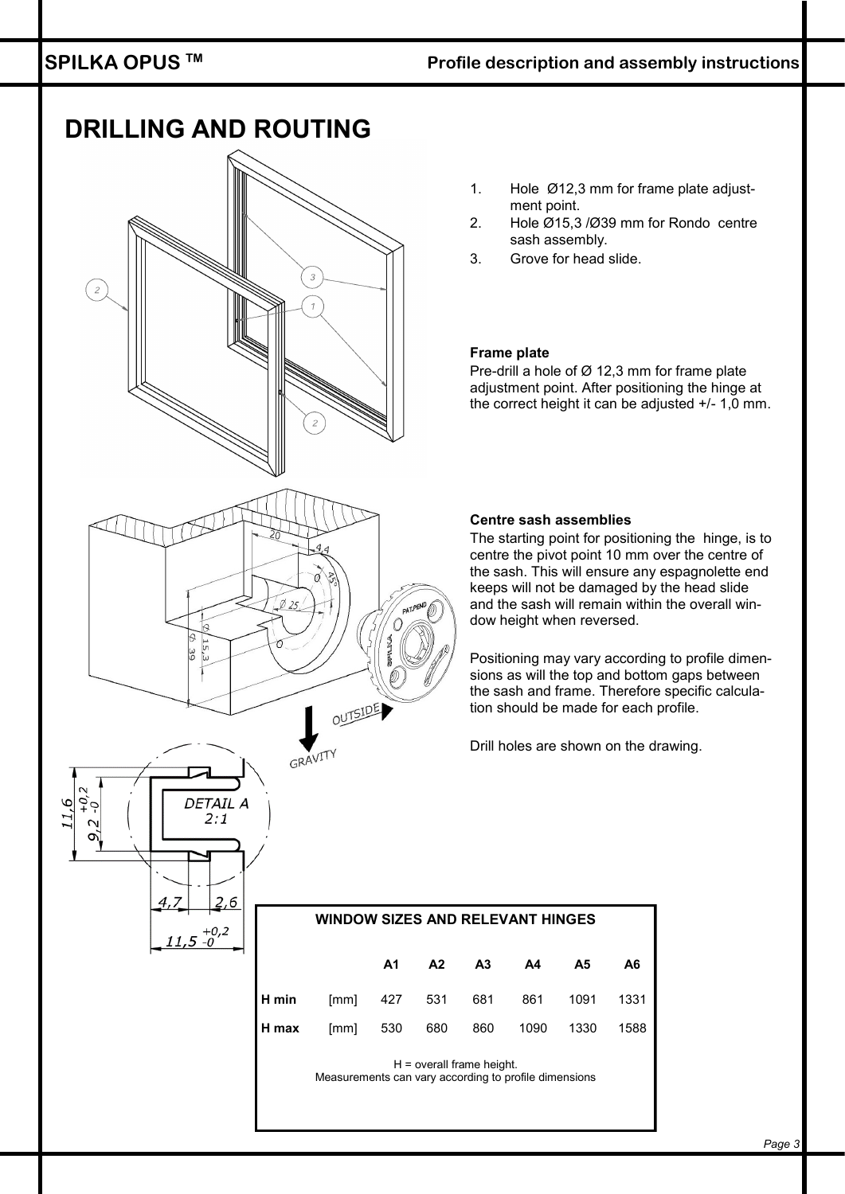# DRILLING AND ROUTING

1. Hole Ø12,3 mm for frame plate adjustment point.
2. Hole Ø15,3 /Ø39 mm for Rondo centre sash assembly.
3. Grove for head slide.

**Frame plate**

Pre-drill a hole of Ø 12,3 mm for frame plate adjustment point. After positioning the hinge at the correct height it can be adjusted +/- 1,0 mm.

**Centre sash assemblies**

The starting point for positioning the hinge, is to centre the pivot point 10 mm over the centre of the sash. This will ensure any espagnolette end keeps will not be damaged by the head slide and the sash will remain within the overall window height when reversed.

Positioning may vary according to profile dimensions as will the top and bottom gaps between the sash and frame. Therefore specific calculation should be made for each profile.

Drill holes are shown on the drawing.

**WINDOW SIZES AND RELEVANT HINGES**

| | | A1 | A2 | A3 | A4 | A5 | A6 |
|---|---|---|---|---|---|---|---|
| **H min** | [mm] | 427 | 531 | 681 | 861 | 1091 | 1331 |
| **H max** | [mm] | 530 | 680 | 860 | 1090 | 1330 | 1588 |

H = overall frame height.
Measurements can vary according to profile dimensions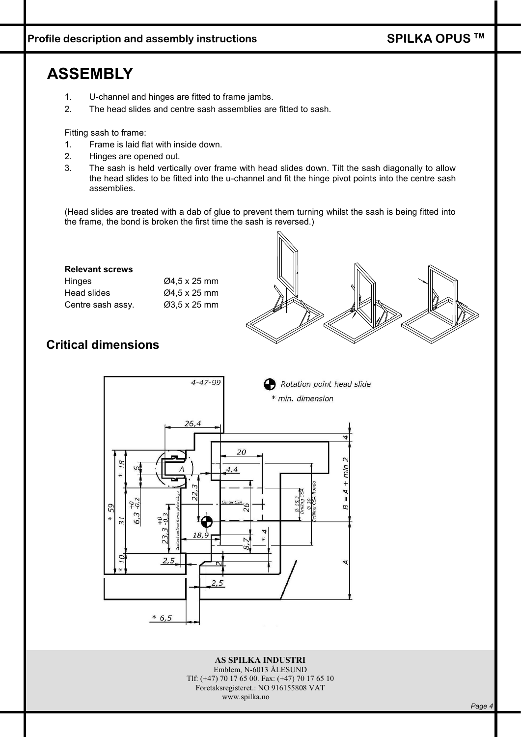# ASSEMBLY

1. U-channel and hinges are fitted to frame jambs.
2. The head slides and centre sash assemblies are fitted to sash.

Fitting sash to frame:

1. Frame is laid flat with inside down.
2. Hinges are opened out.
3. The sash is held vertically over frame with head slides down. Tilt the sash diagonally to allow the head slides to be fitted into the u-channel and fit the hinge pivot points into the centre sash assemblies.

(Head slides are treated with a dab of glue to prevent them turning whilst the sash is being fitted into the frame, the bond is broken the first time the sash is reversed.)

**Relevant screws**

| | |
|---|---|
| Hinges | Ø4,5 x 25 mm |
| Head slides | Ø4,5 x 25 mm |
| Centre sash assy. | Ø3,5 x 25 mm |

## Critical dimensions

4-47-99

Rotation point head slide

* min. dimension

26,4

20

4,4

4

B = A + min 2

A

* 18

6

* 59

31

6,3 +0 -0,2

23,3 +0 -0,3

22,3

Contact surface frame plate hinge

Center CSA

26

Ø 15,3 Drilling CSA

Ø 39 Drilling CSA Rondo

18,9

8,7

* 4

* 10

2,5

2

2,5

* 6,5

**AS SPILKA INDUSTRI**
Emblem, N-6013 ÅLESUND
Tlf: (+47) 70 17 65 00. Fax: (+47) 70 17 65 10
Foretaksregisteret.: NO 916155808 VAT
www.spilka.no